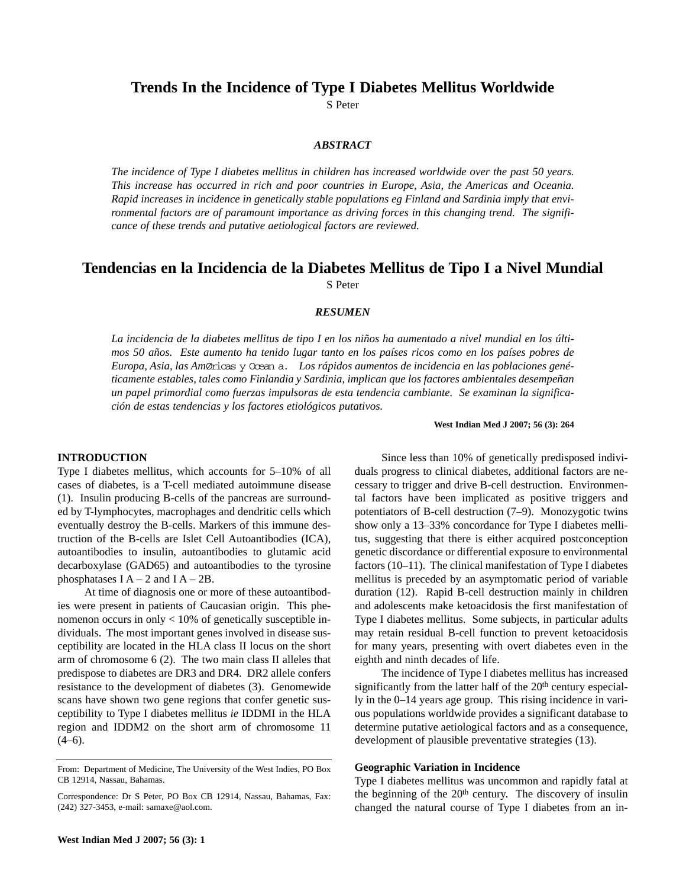# Trends In the Incidence of Type I Diabetes Mellitus Worldwide

S Peter

### *ABSTRACT*

*The incidence of Type I diabetes mellitus in children has increased worldwide over the past 50 years. This increase has occurred in rich and poor countries in Europe, Asia, the Americas and Oceania. Rapid increases in incidence in genetically stable populations eg Finland and Sardinia imply that environmental factors are of paramount importance as driving forces in this changing trend. The significance of these trends and putative aetiological factors are reviewed.*

# Tendencias en la Incidencia de la Diabetes Mellitus de Tipo I a Nivel Mundial

S Peter

### *RESUMEN*

*La incidencia de la diabetes mellitus de tipo I en los niños ha aumentado a nivel mundial en los últimos 50 años. Este aumento ha tenido lugar tanto en los países ricos como en los países pobres de Europa, Asia, las AmØricas y Ocean a. Los rápidos aumentos de incidencia en las poblaciones genéticamente estables, tales como Finlandia y Sardinia, implican que los factores ambientales desempeñan un papel primordial como fuerzas impulsoras de esta tendencia cambiante. Se examinan la significación de estas tendencias y los factores etiológicos putativos.*

**West Indian Med J 2007; 56 (3): 264**

## INTRODUCTION

Type I diabetes mellitus, which accounts for 5–10% of all cases of diabetes, is a T-cell mediated autoimmune disease (1). Insulin producing B-cells of the pancreas are surrounded by T-lymphocytes, macrophages and dendritic cells which eventually destroy the B-cells. Markers of this immune destruction of the B-cells are Islet Cell Autoantibodies (ICA), autoantibodies to insulin, autoantibodies to glutamic acid decarboxylase (GAD65) and autoantibodies to the tyrosine phosphatases I A – 2 and I A – 2B.

At time of diagnosis one or more of these autoantibodies were present in patients of Caucasian origin. This phenomenon occurs in only < 10% of genetically susceptible individuals. The most important genes involved in disease susceptibility are located in the HLA class II locus on the short arm of chromosome 6 (2). The two main class II alleles that predispose to diabetes are DR3 and DR4. DR2 allele confers resistance to the development of diabetes (3). Genomewide scans have shown two gene regions that confer genetic susceptibility to Type I diabetes mellitus *ie* IDDMI in the HLA region and IDDM2 on the short arm of chromosome 11 (4–6).

Since less than 10% of genetically predisposed individuals progress to clinical diabetes, additional factors are necessary to trigger and drive B-cell destruction. Environmental factors have been implicated as positive triggers and potentiators of B-cell destruction (7–9). Monozygotic twins show only a 13–33% concordance for Type I diabetes mellitus, suggesting that there is either acquired postconception genetic discordance or differential exposure to environmental factors (10–11). The clinical manifestation of Type I diabetes mellitus is preceded by an asymptomatic period of variable duration (12). Rapid B-cell destruction mainly in children and adolescents make ketoacidosis the first manifestation of Type I diabetes mellitus. Some subjects, in particular adults may retain residual B-cell function to prevent ketoacidosis for many years, presenting with overt diabetes even in the eighth and ninth decades of life.

The incidence of Type I diabetes mellitus has increased significantly from the latter half of the 20th century especially in the 0–14 years age group. This rising incidence in various populations worldwide provides a significant database to determine putative aetiological factors and as a consequence, development of plausible preventative strategies (13).

### Geographic Variation in Incidence

Type I diabetes mellitus was uncommon and rapidly fatal at the beginning of the 20th century. The discovery of insulin changed the natural course of Type I diabetes from an in-

From: Department of Medicine, The University of the West Indies, PO Box CB 12914, Nassau, Bahamas.

Correspondence: Dr S Peter, PO Box CB 12914, Nassau, Bahamas, Fax: (242) 327-3453, e-mail: samaxe@aol.com.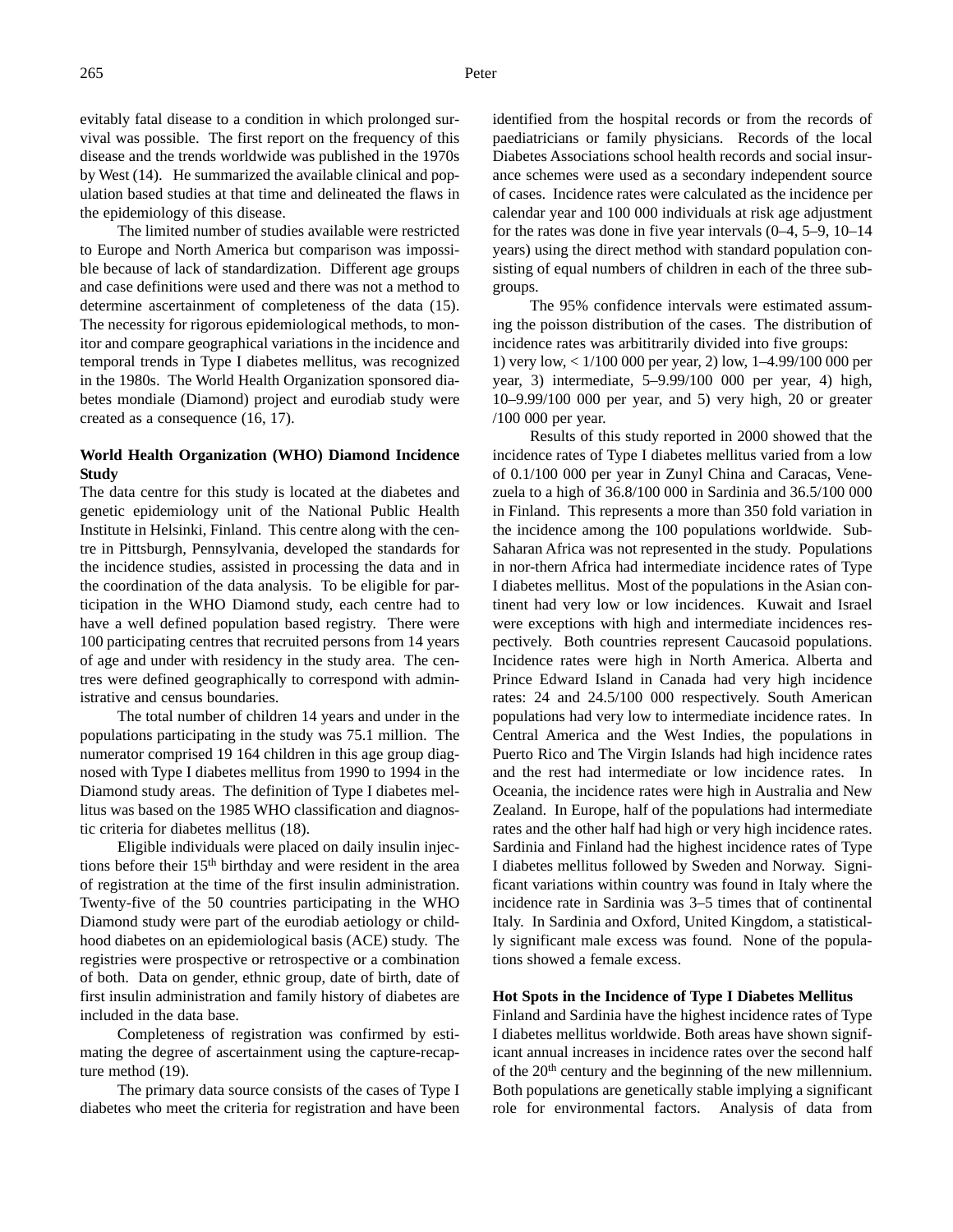evitably fatal disease to a condition in which prolonged survival was possible. The first report on the frequency of this disease and the trends worldwide was published in the 1970s by West (14). He summarized the available clinical and population based studies at that time and delineated the flaws in the epidemiology of this disease.

The limited number of studies available were restricted to Europe and North America but comparison was impossible because of lack of standardization. Different age groups and case definitions were used and there was not a method to determine ascertainment of completeness of the data (15). The necessity for rigorous epidemiological methods, to monitor and compare geographical variations in the incidence and temporal trends in Type I diabetes mellitus, was recognized in the 1980s. The World Health Organization sponsored diabetes mondiale (Diamond) project and eurodiab study were created as a consequence (16, 17).

**World Health Organization (WHO) Diamond Incidence Study**

The data centre for this study is located at the diabetes and genetic epidemiology unit of the National Public Health Institute in Helsinki, Finland. This centre along with the centre in Pittsburgh, Pennsylvania, developed the standards for the incidence studies, assisted in processing the data and in the coordination of the data analysis. To be eligible for participation in the WHO Diamond study, each centre had to have a well defined population based registry. There were 100 participating centres that recruited persons from 14 years of age and under with residency in the study area. The centres were defined geographically to correspond with administrative and census boundaries.

The total number of children 14 years and under in the populations participating in the study was 75.1 million. The numerator comprised 19 164 children in this age group diagnosed with Type I diabetes mellitus from 1990 to 1994 in the Diamond study areas. The definition of Type I diabetes mellitus was based on the 1985 WHO classification and diagnostic criteria for diabetes mellitus (18).

Eligible individuals were placed on daily insulin injections before their 15th birthday and were resident in the area of registration at the time of the first insulin administration. Twenty-five of the 50 countries participating in the WHO Diamond study were part of the eurodiab aetiology or childhood diabetes on an epidemiological basis (ACE) study. The registries were prospective or retrospective or a combination of both. Data on gender, ethnic group, date of birth, date of first insulin administration and family history of diabetes are included in the data base.

Completeness of registration was confirmed by estimating the degree of ascertainment using the capture-recapture method (19).

The primary data source consists of the cases of Type I diabetes who meet the criteria for registration and have been identified from the hospital records or from the records of paediatricians or family physicians. Records of the local Diabetes Associations school health records and social insurance schemes were used as a secondary independent source of cases. Incidence rates were calculated as the incidence per calendar year and 100 000 individuals at risk age adjustment for the rates was done in five year intervals (0–4, 5–9, 10–14 years) using the direct method with standard population consisting of equal numbers of children in each of the three subgroups.

The 95% confidence intervals were estimated assuming the poisson distribution of the cases. The distribution of incidence rates was arbititrarily divided into five groups:
1) very low, < 1/100 000 per year, 2) low, 1–4.99/100 000 per year, 3) intermediate, 5–9.99/100 000 per year, 4) high, 10–9.99/100 000 per year, and 5) very high, 20 or greater /100 000 per year.

Results of this study reported in 2000 showed that the incidence rates of Type I diabetes mellitus varied from a low of 0.1/100 000 per year in Zunyl China and Caracas, Venezuela to a high of 36.8/100 000 in Sardinia and 36.5/100 000 in Finland. This represents a more than 350 fold variation in the incidence among the 100 populations worldwide. Sub-Saharan Africa was not represented in the study. Populations in nor-thern Africa had intermediate incidence rates of Type I diabetes mellitus. Most of the populations in the Asian continent had very low or low incidences. Kuwait and Israel were exceptions with high and intermediate incidences respectively. Both countries represent Caucasoid populations. Incidence rates were high in North America. Alberta and Prince Edward Island in Canada had very high incidence rates: 24 and 24.5/100 000 respectively. South American populations had very low to intermediate incidence rates. In Central America and the West Indies, the populations in Puerto Rico and The Virgin Islands had high incidence rates and the rest had intermediate or low incidence rates. In Oceania, the incidence rates were high in Australia and New Zealand. In Europe, half of the populations had intermediate rates and the other half had high or very high incidence rates. Sardinia and Finland had the highest incidence rates of Type I diabetes mellitus followed by Sweden and Norway. Significant variations within country was found in Italy where the incidence rate in Sardinia was 3–5 times that of continental Italy. In Sardinia and Oxford, United Kingdom, a statistically significant male excess was found. None of the populations showed a female excess.

**Hot Spots in the Incidence of Type I Diabetes Mellitus**

Finland and Sardinia have the highest incidence rates of Type I diabetes mellitus worldwide. Both areas have shown significant annual increases in incidence rates over the second half of the 20th century and the beginning of the new millennium. Both populations are genetically stable implying a significant role for environmental factors. Analysis of data from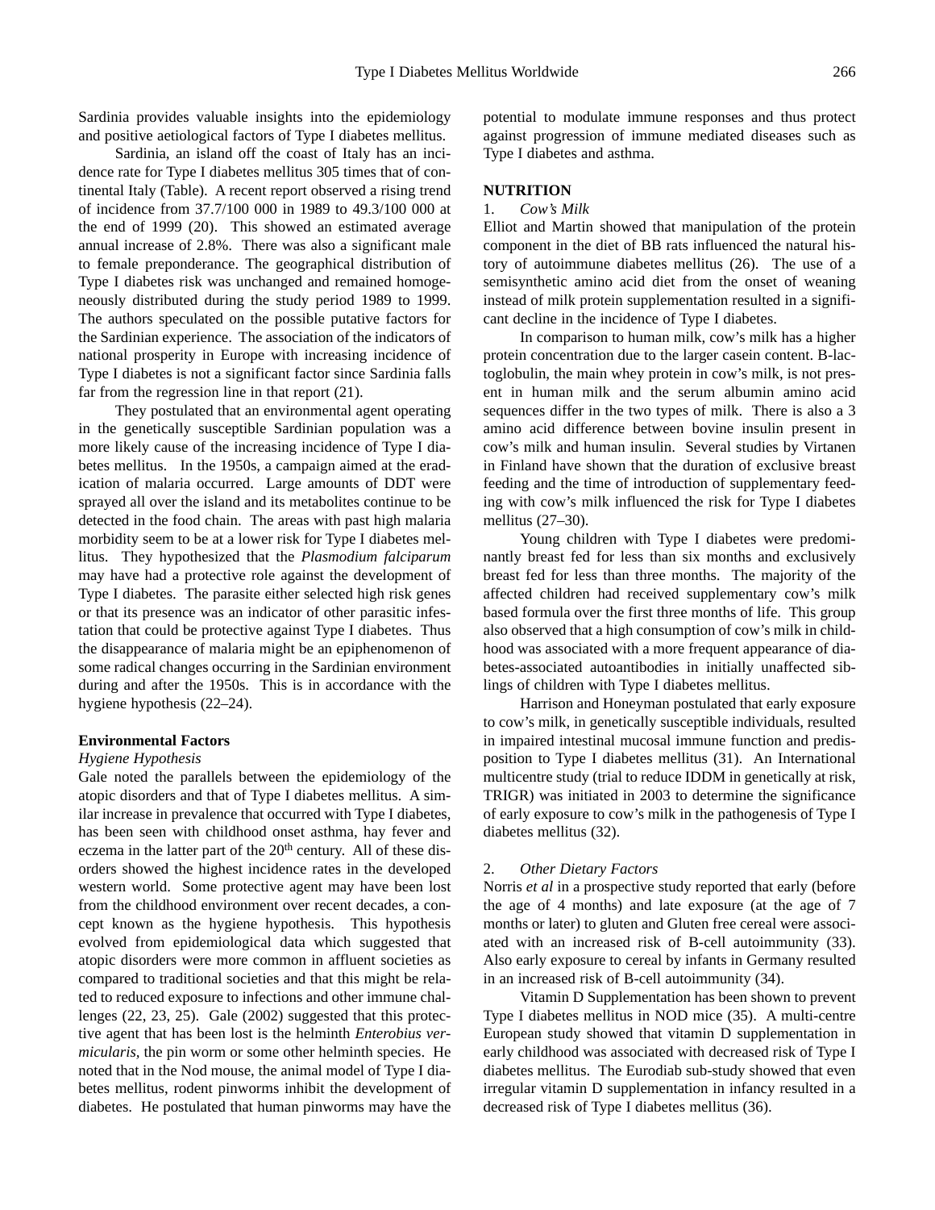Sardinia provides valuable insights into the epidemiology and positive aetiological factors of Type I diabetes mellitus.

Sardinia, an island off the coast of Italy has an incidence rate for Type I diabetes mellitus 305 times that of continental Italy (Table). A recent report observed a rising trend of incidence from 37.7/100 000 in 1989 to 49.3/100 000 at the end of 1999 (20). This showed an estimated average annual increase of 2.8%. There was also a significant male to female preponderance. The geographical distribution of Type I diabetes risk was unchanged and remained homogeneously distributed during the study period 1989 to 1999. The authors speculated on the possible putative factors for the Sardinian experience. The association of the indicators of national prosperity in Europe with increasing incidence of Type I diabetes is not a significant factor since Sardinia falls far from the regression line in that report (21).

They postulated that an environmental agent operating in the genetically susceptible Sardinian population was a more likely cause of the increasing incidence of Type I diabetes mellitus. In the 1950s, a campaign aimed at the eradication of malaria occurred. Large amounts of DDT were sprayed all over the island and its metabolites continue to be detected in the food chain. The areas with past high malaria morbidity seem to be at a lower risk for Type I diabetes mellitus. They hypothesized that the *Plasmodium falciparum* may have had a protective role against the development of Type I diabetes. The parasite either selected high risk genes or that its presence was an indicator of other parasitic infestation that could be protective against Type I diabetes. Thus the disappearance of malaria might be an epiphenomenon of some radical changes occurring in the Sardinian environment during and after the 1950s. This is in accordance with the hygiene hypothesis (22–24).

**Environmental Factors**

*Hygiene Hypothesis*

Gale noted the parallels between the epidemiology of the atopic disorders and that of Type I diabetes mellitus. A similar increase in prevalence that occurred with Type I diabetes, has been seen with childhood onset asthma, hay fever and eczema in the latter part of the 20th century. All of these disorders showed the highest incidence rates in the developed western world. Some protective agent may have been lost from the childhood environment over recent decades, a concept known as the hygiene hypothesis. This hypothesis evolved from epidemiological data which suggested that atopic disorders were more common in affluent societies as compared to traditional societies and that this might be related to reduced exposure to infections and other immune challenges (22, 23, 25). Gale (2002) suggested that this protective agent that has been lost is the helminth *Enterobius vermicularis*, the pin worm or some other helminth species. He noted that in the Nod mouse, the animal model of Type I diabetes mellitus, rodent pinworms inhibit the development of diabetes. He postulated that human pinworms may have the potential to modulate immune responses and thus protect against progression of immune mediated diseases such as Type I diabetes and asthma.

**NUTRITION**

1. *Cow's Milk*

Elliot and Martin showed that manipulation of the protein component in the diet of BB rats influenced the natural history of autoimmune diabetes mellitus (26). The use of a semisynthetic amino acid diet from the onset of weaning instead of milk protein supplementation resulted in a significant decline in the incidence of Type I diabetes.

In comparison to human milk, cow's milk has a higher protein concentration due to the larger casein content. B-lactoglobulin, the main whey protein in cow's milk, is not present in human milk and the serum albumin amino acid sequences differ in the two types of milk. There is also a 3 amino acid difference between bovine insulin present in cow's milk and human insulin. Several studies by Virtanen in Finland have shown that the duration of exclusive breast feeding and the time of introduction of supplementary feeding with cow's milk influenced the risk for Type I diabetes mellitus (27–30).

Young children with Type I diabetes were predominantly breast fed for less than six months and exclusively breast fed for less than three months. The majority of the affected children had received supplementary cow's milk based formula over the first three months of life. This group also observed that a high consumption of cow's milk in childhood was associated with a more frequent appearance of diabetes-associated autoantibodies in initially unaffected siblings of children with Type I diabetes mellitus.

Harrison and Honeyman postulated that early exposure to cow's milk, in genetically susceptible individuals, resulted in impaired intestinal mucosal immune function and predisposition to Type I diabetes mellitus (31). An International multicentre study (trial to reduce IDDM in genetically at risk, TRIGR) was initiated in 2003 to determine the significance of early exposure to cow's milk in the pathogenesis of Type I diabetes mellitus (32).

2. *Other Dietary Factors*

Norris *et al* in a prospective study reported that early (before the age of 4 months) and late exposure (at the age of 7 months or later) to gluten and Gluten free cereal were associated with an increased risk of B-cell autoimmunity (33). Also early exposure to cereal by infants in Germany resulted in an increased risk of B-cell autoimmunity (34).

Vitamin D Supplementation has been shown to prevent Type I diabetes mellitus in NOD mice (35). A multi-centre European study showed that vitamin D supplementation in early childhood was associated with decreased risk of Type I diabetes mellitus. The Eurodiab sub-study showed that even irregular vitamin D supplementation in infancy resulted in a decreased risk of Type I diabetes mellitus (36).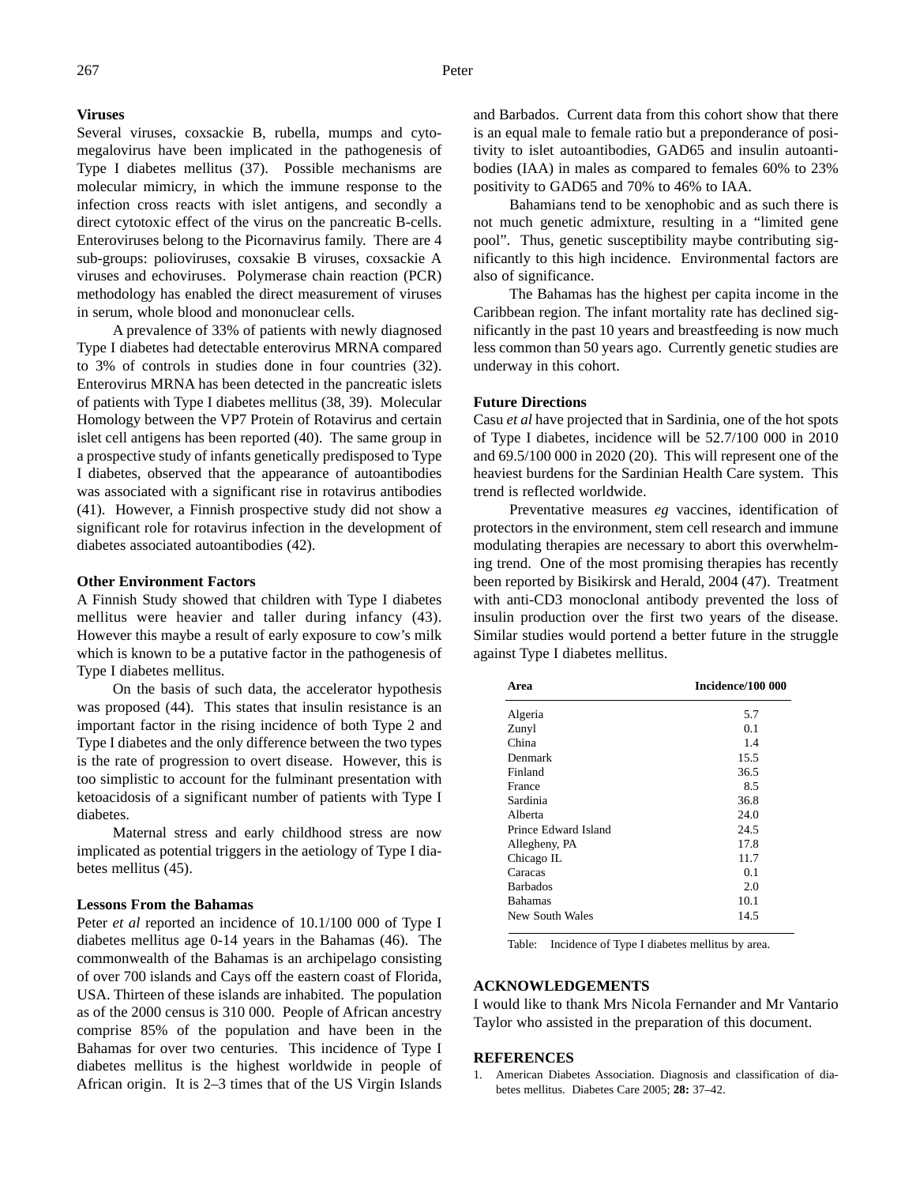### Viruses

Several viruses, coxsackie B, rubella, mumps and cytomegalovirus have been implicated in the pathogenesis of Type I diabetes mellitus (37). Possible mechanisms are molecular mimicry, in which the immune response to the infection cross reacts with islet antigens, and secondly a direct cytotoxic effect of the virus on the pancreatic B-cells. Enteroviruses belong to the Picornavirus family. There are 4 sub-groups: polioviruses, coxsakie B viruses, coxsackie A viruses and echoviruses. Polymerase chain reaction (PCR) methodology has enabled the direct measurement of viruses in serum, whole blood and mononuclear cells.

A prevalence of 33% of patients with newly diagnosed Type I diabetes had detectable enterovirus MRNA compared to 3% of controls in studies done in four countries (32). Enterovirus MRNA has been detected in the pancreatic islets of patients with Type I diabetes mellitus (38, 39). Molecular Homology between the VP7 Protein of Rotavirus and certain islet cell antigens has been reported (40). The same group in a prospective study of infants genetically predisposed to Type I diabetes, observed that the appearance of autoantibodies was associated with a significant rise in rotavirus antibodies (41). However, a Finnish prospective study did not show a significant role for rotavirus infection in the development of diabetes associated autoantibodies (42).

### Other Environment Factors

A Finnish Study showed that children with Type I diabetes mellitus were heavier and taller during infancy (43). However this maybe a result of early exposure to cow's milk which is known to be a putative factor in the pathogenesis of Type I diabetes mellitus.

On the basis of such data, the accelerator hypothesis was proposed (44). This states that insulin resistance is an important factor in the rising incidence of both Type 2 and Type I diabetes and the only difference between the two types is the rate of progression to overt disease. However, this is too simplistic to account for the fulminant presentation with ketoacidosis of a significant number of patients with Type I diabetes.

Maternal stress and early childhood stress are now implicated as potential triggers in the aetiology of Type I diabetes mellitus (45).

### Lessons From the Bahamas

Peter *et al* reported an incidence of 10.1/100 000 of Type I diabetes mellitus age 0-14 years in the Bahamas (46). The commonwealth of the Bahamas is an archipelago consisting of over 700 islands and Cays off the eastern coast of Florida, USA. Thirteen of these islands are inhabited. The population as of the 2000 census is 310 000. People of African ancestry comprise 85% of the population and have been in the Bahamas for over two centuries. This incidence of Type I diabetes mellitus is the highest worldwide in people of African origin. It is 2–3 times that of the US Virgin Islands and Barbados. Current data from this cohort show that there is an equal male to female ratio but a preponderance of positivity to islet autoantibodies, GAD65 and insulin autoantibodies (IAA) in males as compared to females 60% to 23% positivity to GAD65 and 70% to 46% to IAA.

Bahamians tend to be xenophobic and as such there is not much genetic admixture, resulting in a "limited gene pool". Thus, genetic susceptibility maybe contributing significantly to this high incidence. Environmental factors are also of significance.

The Bahamas has the highest per capita income in the Caribbean region. The infant mortality rate has declined significantly in the past 10 years and breastfeeding is now much less common than 50 years ago. Currently genetic studies are underway in this cohort.

### Future Directions

Casu *et al* have projected that in Sardinia, one of the hot spots of Type I diabetes, incidence will be 52.7/100 000 in 2010 and 69.5/100 000 in 2020 (20). This will represent one of the heaviest burdens for the Sardinian Health Care system. This trend is reflected worldwide.

Preventative measures *eg* vaccines, identification of protectors in the environment, stem cell research and immune modulating therapies are necessary to abort this overwhelming trend. One of the most promising therapies has recently been reported by Bisikirsk and Herald, 2004 (47). Treatment with anti-CD3 monoclonal antibody prevented the loss of insulin production over the first two years of the disease. Similar studies would portend a better future in the struggle against Type I diabetes mellitus.

| Area | Incidence/100 000 |
|---|---|
| Algeria | 5.7 |
| Zunyl | 0.1 |
| China | 1.4 |
| Denmark | 15.5 |
| Finland | 36.5 |
| France | 8.5 |
| Sardinia | 36.8 |
| Alberta | 24.0 |
| Prince Edward Island | 24.5 |
| Allegheny, PA | 17.8 |
| Chicago IL | 11.7 |
| Caracas | 0.1 |
| Barbados | 2.0 |
| Bahamas | 10.1 |
| New South Wales | 14.5 |

Table: Incidence of Type I diabetes mellitus by area.

## ACKNOWLEDGEMENTS

I would like to thank Mrs Nicola Fernander and Mr Vantario Taylor who assisted in the preparation of this document.

## REFERENCES

1. American Diabetes Association. Diagnosis and classification of diabetes mellitus. Diabetes Care 2005; **28:** 37–42.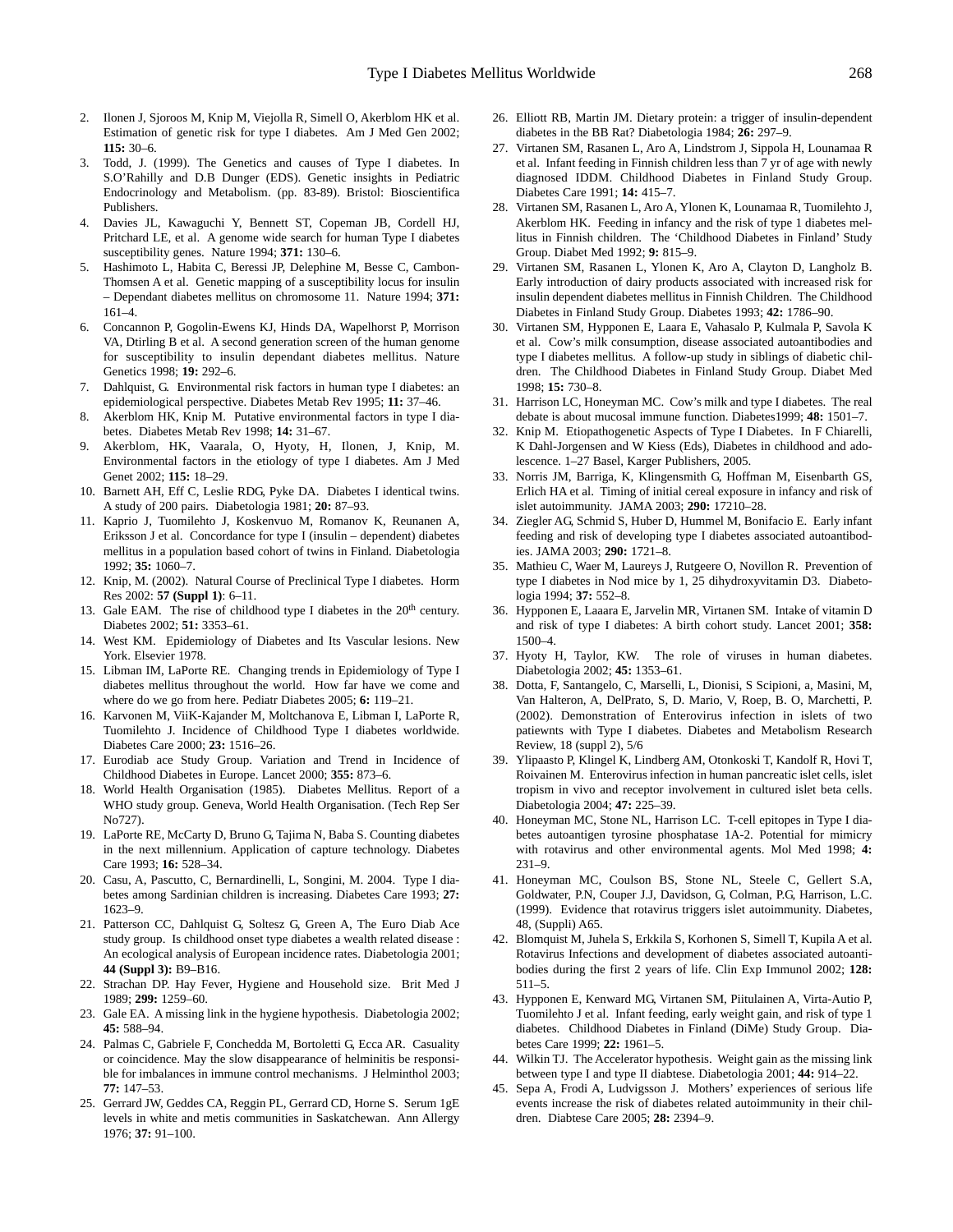2. Ilonen J, Sjoroos M, Knip M, Viejolla R, Simell O, Akerblom HK et al. Estimation of genetic risk for type I diabetes. Am J Med Gen 2002; **115:** 30–6.
3. Todd, J. (1999). The Genetics and causes of Type I diabetes. In S.O'Rahilly and D.B Dunger (EDS). Genetic insights in Pediatric Endocrinology and Metabolism. (pp. 83-89). Bristol: Bioscientifica Publishers.
4. Davies JL, Kawaguchi Y, Bennett ST, Copeman JB, Cordell HJ, Pritchard LE, et al. A genome wide search for human Type I diabetes susceptibility genes. Nature 1994; **371:** 130–6.
5. Hashimoto L, Habita C, Beressi JP, Delephine M, Besse C, Cambon-Thomsen A et al. Genetic mapping of a susceptibility locus for insulin – Dependant diabetes mellitus on chromosome 11. Nature 1994; **371:** 161–4.
6. Concannon P, Gogolin-Ewens KJ, Hinds DA, Wapelhorst P, Morrison VA, Dtirling B et al. A second generation screen of the human genome for susceptibility to insulin dependant diabetes mellitus. Nature Genetics 1998; **19:** 292–6.
7. Dahlquist, G. Environmental risk factors in human type I diabetes: an epidemiological perspective. Diabetes Metab Rev 1995; **11:** 37–46.
8. Akerblom HK, Knip M. Putative environmental factors in type I diabetes. Diabetes Metab Rev 1998; **14:** 31–67.
9. Akerblom, HK, Vaarala, O, Hyoty, H, Ilonen, J, Knip, M. Environmental factors in the etiology of type I diabetes. Am J Med Genet 2002; **115:** 18–29.
10. Barnett AH, Eff C, Leslie RDG, Pyke DA. Diabetes I identical twins. A study of 200 pairs. Diabetologia 1981; **20:** 87–93.
11. Kaprio J, Tuomilehto J, Koskenvuo M, Romanov K, Reunanen A, Eriksson J et al. Concordance for type I (insulin – dependent) diabetes mellitus in a population based cohort of twins in Finland. Diabetologia 1992; **35:** 1060–7.
12. Knip, M. (2002). Natural Course of Preclinical Type I diabetes. Horm Res 2002: **57 (Suppl 1)**: 6–11.
13. Gale EAM. The rise of childhood type I diabetes in the 20th century. Diabetes 2002; **51:** 3353–61.
14. West KM. Epidemiology of Diabetes and Its Vascular lesions. New York. Elsevier 1978.
15. Libman IM, LaPorte RE. Changing trends in Epidemiology of Type I diabetes mellitus throughout the world. How far have we come and where do we go from here. Pediatr Diabetes 2005; **6:** 119–21.
16. Karvonen M, ViiK-Kajander M, Moltchanova E, Libman I, LaPorte R, Tuomilehto J. Incidence of Childhood Type I diabetes worldwide. Diabetes Care 2000; **23:** 1516–26.
17. Eurodiab ace Study Group. Variation and Trend in Incidence of Childhood Diabetes in Europe. Lancet 2000; **355:** 873–6.
18. World Health Organisation (1985). Diabetes Mellitus. Report of a WHO study group. Geneva, World Health Organisation. (Tech Rep Ser No727).
19. LaPorte RE, McCarty D, Bruno G, Tajima N, Baba S. Counting diabetes in the next millennium. Application of capture technology. Diabetes Care 1993; **16:** 528–34.
20. Casu, A, Pascutto, C, Bernardinelli, L, Songini, M. 2004. Type I diabetes among Sardinian children is increasing. Diabetes Care 1993; **27:** 1623–9.
21. Patterson CC, Dahlquist G, Soltesz G, Green A, The Euro Diab Ace study group. Is childhood onset type diabetes a wealth related disease : An ecological analysis of European incidence rates. Diabetologia 2001; **44 (Suppl 3):** B9–B16.
22. Strachan DP. Hay Fever, Hygiene and Household size. Brit Med J 1989; **299:** 1259–60.
23. Gale EA. A missing link in the hygiene hypothesis. Diabetologia 2002; **45:** 588–94.
24. Palmas C, Gabriele F, Conchedda M, Bortoletti G, Ecca AR. Casuality or coincidence. May the slow disappearance of helminitis be responsible for imbalances in immune control mechanisms. J Helminthol 2003; **77:** 147–53.
25. Gerrard JW, Geddes CA, Reggin PL, Gerrard CD, Horne S. Serum 1gE levels in white and metis communities in Saskatchewan. Ann Allergy 1976; **37:** 91–100.
26. Elliott RB, Martin JM. Dietary protein: a trigger of insulin-dependent diabetes in the BB Rat? Diabetologia 1984; **26:** 297–9.
27. Virtanen SM, Rasanen L, Aro A, Lindstrom J, Sippola H, Lounamaa R et al. Infant feeding in Finnish children less than 7 yr of age with newly diagnosed IDDM. Childhood Diabetes in Finland Study Group. Diabetes Care 1991; **14:** 415–7.
28. Virtanen SM, Rasanen L, Aro A, Ylonen K, Lounamaa R, Tuomilehto J, Akerblom HK. Feeding in infancy and the risk of type 1 diabetes mellitus in Finnish children. The 'Childhood Diabetes in Finland' Study Group. Diabet Med 1992; **9:** 815–9.
29. Virtanen SM, Rasanen L, Ylonen K, Aro A, Clayton D, Langholz B. Early introduction of dairy products associated with increased risk for insulin dependent diabetes mellitus in Finnish Children. The Childhood Diabetes in Finland Study Group. Diabetes 1993; **42:** 1786–90.
30. Virtanen SM, Hypponen E, Laara E, Vahasalo P, Kulmala P, Savola K et al. Cow's milk consumption, disease associated autoantibodies and type I diabetes mellitus. A follow-up study in siblings of diabetic children. The Childhood Diabetes in Finland Study Group. Diabet Med 1998; **15:** 730–8.
31. Harrison LC, Honeyman MC. Cow's milk and type I diabetes. The real debate is about mucosal immune function. Diabetes1999; **48:** 1501–7.
32. Knip M. Etiopathogenetic Aspects of Type I Diabetes. In F Chiarelli, K Dahl-Jorgensen and W Kiess (Eds), Diabetes in childhood and adolescence. 1–27 Basel, Karger Publishers, 2005.
33. Norris JM, Barriga, K, Klingensmith G, Hoffman M, Eisenbarth GS, Erlich HA et al. Timing of initial cereal exposure in infancy and risk of islet autoimmunity. JAMA 2003; **290:** 17210–28.
34. Ziegler AG, Schmid S, Huber D, Hummel M, Bonifacio E. Early infant feeding and risk of developing type I diabetes associated autoantibodies. JAMA 2003; **290:** 1721–8.
35. Mathieu C, Waer M, Laureys J, Rutgeere O, Novillon R. Prevention of type I diabetes in Nod mice by 1, 25 dihydroxyvitamin D3. Diabetologia 1994; **37:** 552–8.
36. Hypponen E, Laaara E, Jarvelin MR, Virtanen SM. Intake of vitamin D and risk of type I diabetes: A birth cohort study. Lancet 2001; **358:** 1500–4.
37. Hyoty H, Taylor, KW. The role of viruses in human diabetes. Diabetologia 2002; **45:** 1353–61.
38. Dotta, F, Santangelo, C, Marselli, L, Dionisi, S Scipioni, a, Masini, M, Van Halteron, A, DelPrato, S, D. Mario, V, Roep, B. O, Marchetti, P. (2002). Demonstration of Enterovirus infection in islets of two patiewnts with Type I diabetes. Diabetes and Metabolism Research Review, 18 (suppl 2), 5/6
39. Ylipaasto P, Klingel K, Lindberg AM, Otonkoski T, Kandolf R, Hovi T, Roivainen M. Enterovirus infection in human pancreatic islet cells, islet tropism in vivo and receptor involvement in cultured islet beta cells. Diabetologia 2004; **47:** 225–39.
40. Honeyman MC, Stone NL, Harrison LC. T-cell epitopes in Type I diabetes autoantigen tyrosine phosphatase 1A-2. Potential for mimicry with rotavirus and other environmental agents. Mol Med 1998; **4:** 231–9.
41. Honeyman MC, Coulson BS, Stone NL, Steele C, Gellert S.A, Goldwater, P.N, Couper J.J, Davidson, G, Colman, P.G, Harrison, L.C. (1999). Evidence that rotavirus triggers islet autoimmunity. Diabetes, 48, (Suppli) A65.
42. Blomquist M, Juhela S, Erkkila S, Korhonen S, Simell T, Kupila A et al. Rotavirus Infections and development of diabetes associated autoantibodies during the first 2 years of life. Clin Exp Immunol 2002; **128:** 511–5.
43. Hypponen E, Kenward MG, Virtanen SM, Piitulainen A, Virta-Autio P, Tuomilehto J et al. Infant feeding, early weight gain, and risk of type 1 diabetes. Childhood Diabetes in Finland (DiMe) Study Group. Diabetes Care 1999; **22:** 1961–5.
44. Wilkin TJ. The Accelerator hypothesis. Weight gain as the missing link between type I and type II diabtese. Diabetologia 2001; **44:** 914–22.
45. Sepa A, Frodi A, Ludvigsson J. Mothers' experiences of serious life events increase the risk of diabetes related autoimmunity in their children. Diabtese Care 2005; **28:** 2394–9.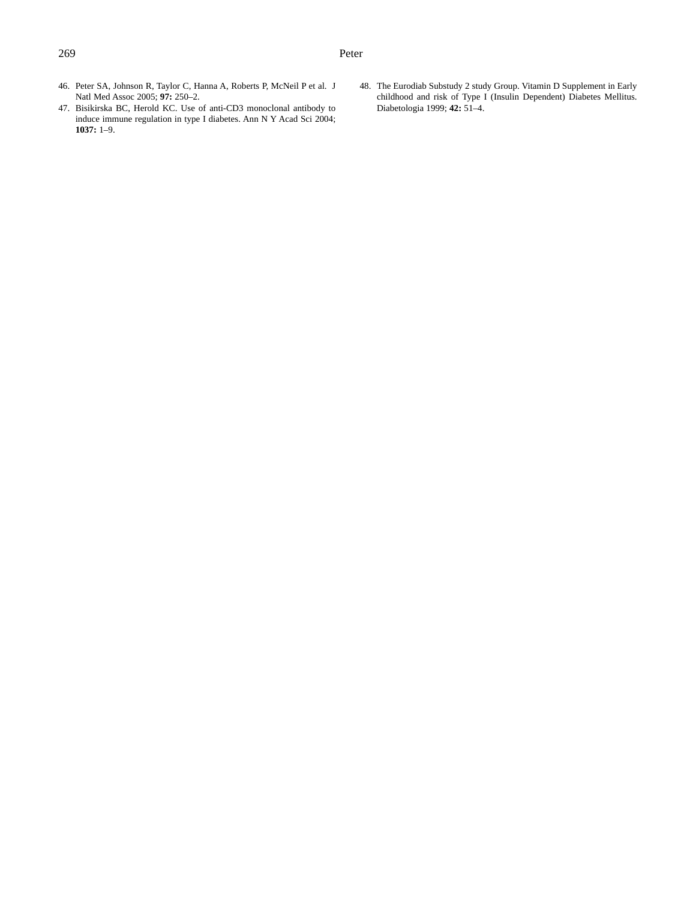46. Peter SA, Johnson R, Taylor C, Hanna A, Roberts P, McNeil P et al. J Natl Med Assoc 2005; **97:** 250–2.
47. Bisikirska BC, Herold KC. Use of anti-CD3 monoclonal antibody to induce immune regulation in type I diabetes. Ann N Y Acad Sci 2004; **1037:** 1–9.
48. The Eurodiab Substudy 2 study Group. Vitamin D Supplement in Early childhood and risk of Type I (Insulin Dependent) Diabetes Mellitus. Diabetologia 1999; **42:** 51–4.